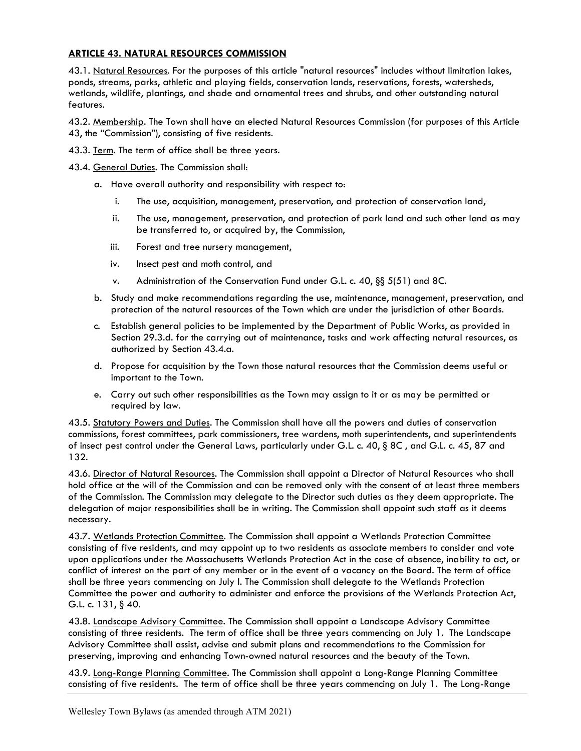## ARTICLE 43. NATURAL RESOURCES COMMISSION

43.1. Natural Resources. For the purposes of this article "natural resources" includes without limitation lakes, ponds, streams, parks, athletic and playing fields, conservation lands, reservations, forests, watersheds, wetlands, wildlife, plantings, and shade and ornamental trees and shrubs, and other outstanding natural features.

43.2. Membership. The Town shall have an elected Natural Resources Commission (for purposes of this Article 43, the "Commission"), consisting of five residents.

43.3. Term. The term of office shall be three years.

43.4. General Duties. The Commission shall:

- a. Have overall authority and responsibility with respect to:
  - i. The use, acquisition, management, preservation, and protection of conservation land,
  - ii. The use, management, preservation, and protection of park land and such other land as may be transferred to, or acquired by, the Commission,
  - iii. Forest and tree nursery management,
  - iv. Insect pest and moth control, and
  - v. Administration of the Conservation Fund under G.L. c. 40, §§ 5(51) and 8C.
- b. Study and make recommendations regarding the use, maintenance, management, preservation, and protection of the natural resources of the Town which are under the jurisdiction of other Boards.
- c. Establish general policies to be implemented by the Department of Public Works, as provided in Section 29.3.d. for the carrying out of maintenance, tasks and work affecting natural resources, as authorized by Section 43.4.a.
- d. Propose for acquisition by the Town those natural resources that the Commission deems useful or important to the Town.
- e. Carry out such other responsibilities as the Town may assign to it or as may be permitted or required by law.

43.5. Statutory Powers and Duties. The Commission shall have all the powers and duties of conservation commissions, forest committees, park commissioners, tree wardens, moth superintendents, and superintendents of insect pest control under the General Laws, particularly under G.L. c. 40, § 8C , and G.L. c. 45, 87 and 132.

43.6. Director of Natural Resources. The Commission shall appoint a Director of Natural Resources who shall hold office at the will of the Commission and can be removed only with the consent of at least three members of the Commission. The Commission may delegate to the Director such duties as they deem appropriate. The delegation of major responsibilities shall be in writing. The Commission shall appoint such staff as it deems necessary.

43.7. Wetlands Protection Committee. The Commission shall appoint a Wetlands Protection Committee consisting of five residents, and may appoint up to two residents as associate members to consider and vote upon applications under the Massachusetts Wetlands Protection Act in the case of absence, inability to act, or conflict of interest on the part of any member or in the event of a vacancy on the Board. The term of office shall be three years commencing on July l. The Commission shall delegate to the Wetlands Protection Committee the power and authority to administer and enforce the provisions of the Wetlands Protection Act, G.L. c. 131, § 40.

43.8. Landscape Advisory Committee. The Commission shall appoint a Landscape Advisory Committee consisting of three residents. The term of office shall be three years commencing on July 1. The Landscape Advisory Committee shall assist, advise and submit plans and recommendations to the Commission for preserving, improving and enhancing Town-owned natural resources and the beauty of the Town.

43.9. Long-Range Planning Committee. The Commission shall appoint a Long-Range Planning Committee consisting of five residents. The term of office shall be three years commencing on July 1. The Long-Range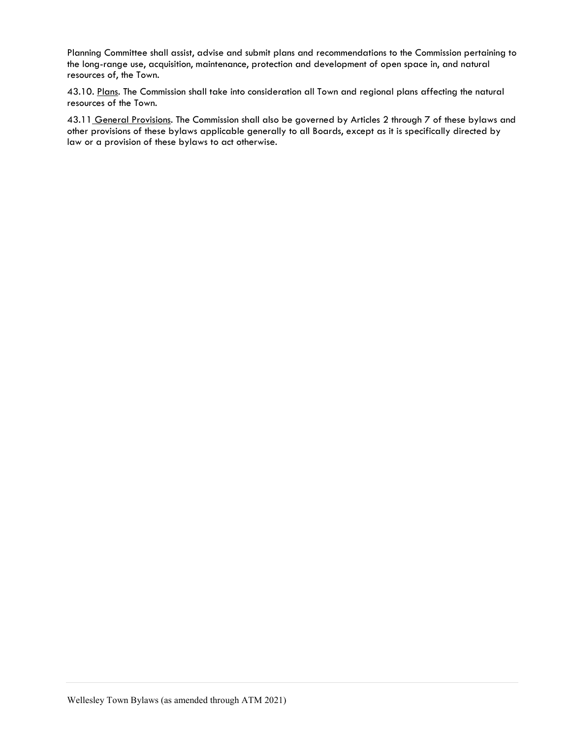Planning Committee shall assist, advise and submit plans and recommendations to the Commission pertaining to the long-range use, acquisition, maintenance, protection and development of open space in, and natural resources of, the Town.

43.10. <u>Plans</u>. The Commission shall take into consideration all Town and regional plans affecting the natural resources of the Town.

43.11 <u>General Provisions</u>. The Commission shall also be governed by Articles 2 through 7 of these bylaws and other provisions of these bylaws applicable generally to all Boards, except as it is specifically directed by law or a provision of these bylaws to act otherwise.